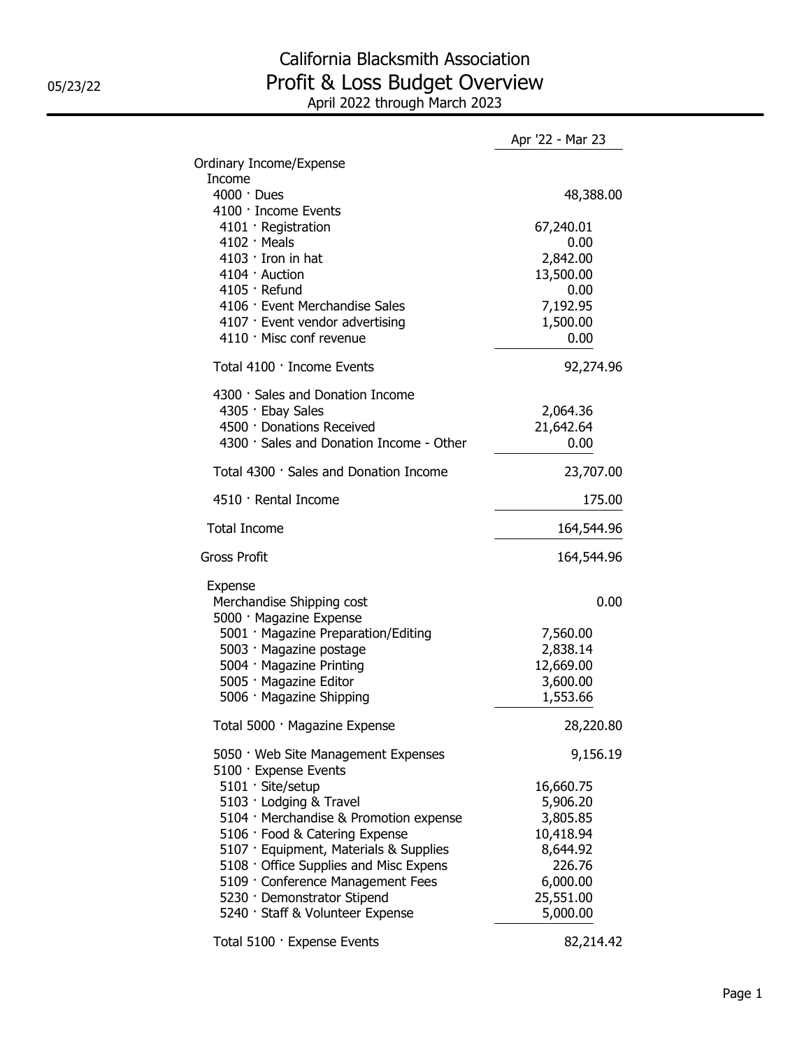# California Blacksmith Association

## Profit & Loss Budget Overview

### April 2022 through March 2023

05/23/22

| | Apr '22 - Mar 23 |
|---|---|
| Ordinary Income/Expense | |
| Income | |
| 4000 · Dues | 48,388.00 |
| 4100 · Income Events | |
| 4101 · Registration | 67,240.01 |
| 4102 · Meals | 0.00 |
| 4103 · Iron in hat | 2,842.00 |
| 4104 · Auction | 13,500.00 |
| 4105 · Refund | 0.00 |
| 4106 · Event Merchandise Sales | 7,192.95 |
| 4107 · Event vendor advertising | 1,500.00 |
| 4110 · Misc conf revenue | 0.00 |
| Total 4100 · Income Events | 92,274.96 |
| 4300 · Sales and Donation Income | |
| 4305 · Ebay Sales | 2,064.36 |
| 4500 · Donations Received | 21,642.64 |
| 4300 · Sales and Donation Income - Other | 0.00 |
| Total 4300 · Sales and Donation Income | 23,707.00 |
| 4510 · Rental Income | 175.00 |
| Total Income | 164,544.96 |
| Gross Profit | 164,544.96 |
| Expense | |
| Merchandise Shipping cost | 0.00 |
| 5000 · Magazine Expense | |
| 5001 · Magazine Preparation/Editing | 7,560.00 |
| 5003 · Magazine postage | 2,838.14 |
| 5004 · Magazine Printing | 12,669.00 |
| 5005 · Magazine Editor | 3,600.00 |
| 5006 · Magazine Shipping | 1,553.66 |
| Total 5000 · Magazine Expense | 28,220.80 |
| 5050 · Web Site Management Expenses | 9,156.19 |
| 5100 · Expense Events | |
| 5101 · Site/setup | 16,660.75 |
| 5103 · Lodging & Travel | 5,906.20 |
| 5104 · Merchandise & Promotion expense | 3,805.85 |
| 5106 · Food & Catering Expense | 10,418.94 |
| 5107 · Equipment, Materials & Supplies | 8,644.92 |
| 5108 · Office Supplies and Misc Expens | 226.76 |
| 5109 · Conference Management Fees | 6,000.00 |
| 5230 · Demonstrator Stipend | 25,551.00 |
| 5240 · Staff & Volunteer Expense | 5,000.00 |
| Total 5100 · Expense Events | 82,214.42 |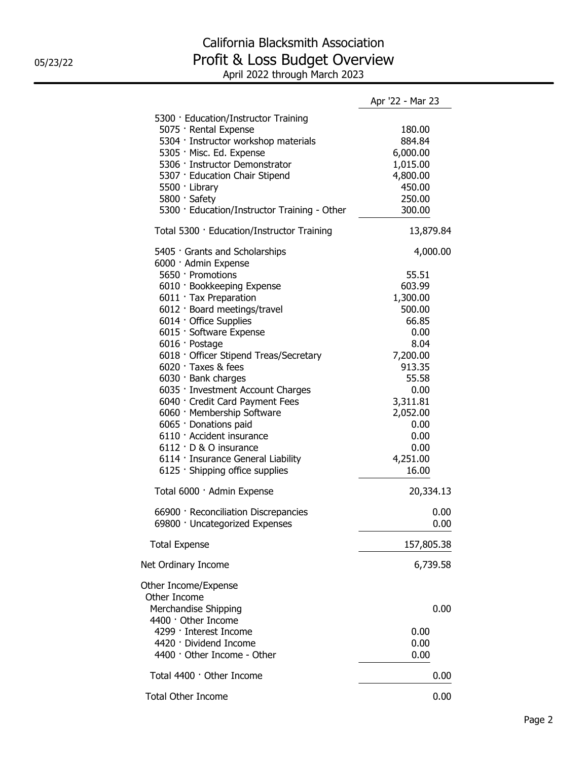# California Blacksmith Association

## Profit & Loss Budget Overview

April 2022 through March 2023

05/23/22

| | Apr '22 - Mar 23 |
|---|---|
| 5300 · Education/Instructor Training | |
| 5075 · Rental Expense | 180.00 |
| 5304 · Instructor workshop materials | 884.84 |
| 5305 · Misc. Ed. Expense | 6,000.00 |
| 5306 · Instructor Demonstrator | 1,015.00 |
| 5307 · Education Chair Stipend | 4,800.00 |
| 5500 · Library | 450.00 |
| 5800 · Safety | 250.00 |
| 5300 · Education/Instructor Training - Other | 300.00 |
| Total 5300 · Education/Instructor Training | 13,879.84 |
| 5405 · Grants and Scholarships | 4,000.00 |
| 6000 · Admin Expense | |
| 5650 · Promotions | 55.51 |
| 6010 · Bookkeeping Expense | 603.99 |
| 6011 · Tax Preparation | 1,300.00 |
| 6012 · Board meetings/travel | 500.00 |
| 6014 · Office Supplies | 66.85 |
| 6015 · Software Expense | 0.00 |
| 6016 · Postage | 8.04 |
| 6018 · Officer Stipend Treas/Secretary | 7,200.00 |
| 6020 · Taxes & fees | 913.35 |
| 6030 · Bank charges | 55.58 |
| 6035 · Investment Account Charges | 0.00 |
| 6040 · Credit Card Payment Fees | 3,311.81 |
| 6060 · Membership Software | 2,052.00 |
| 6065 · Donations paid | 0.00 |
| 6110 · Accident insurance | 0.00 |
| 6112 · D & O insurance | 0.00 |
| 6114 · Insurance General Liability | 4,251.00 |
| 6125 · Shipping office supplies | 16.00 |
| Total 6000 · Admin Expense | 20,334.13 |
| 66900 · Reconciliation Discrepancies | 0.00 |
| 69800 · Uncategorized Expenses | 0.00 |
| Total Expense | 157,805.38 |
| Net Ordinary Income | 6,739.58 |
| Other Income/Expense | |
| Other Income | |
| Merchandise Shipping | 0.00 |
| 4400 · Other Income | |
| 4299 · Interest Income | 0.00 |
| 4420 · Dividend Income | 0.00 |
| 4400 · Other Income - Other | 0.00 |
| Total 4400 · Other Income | 0.00 |
| Total Other Income | 0.00 |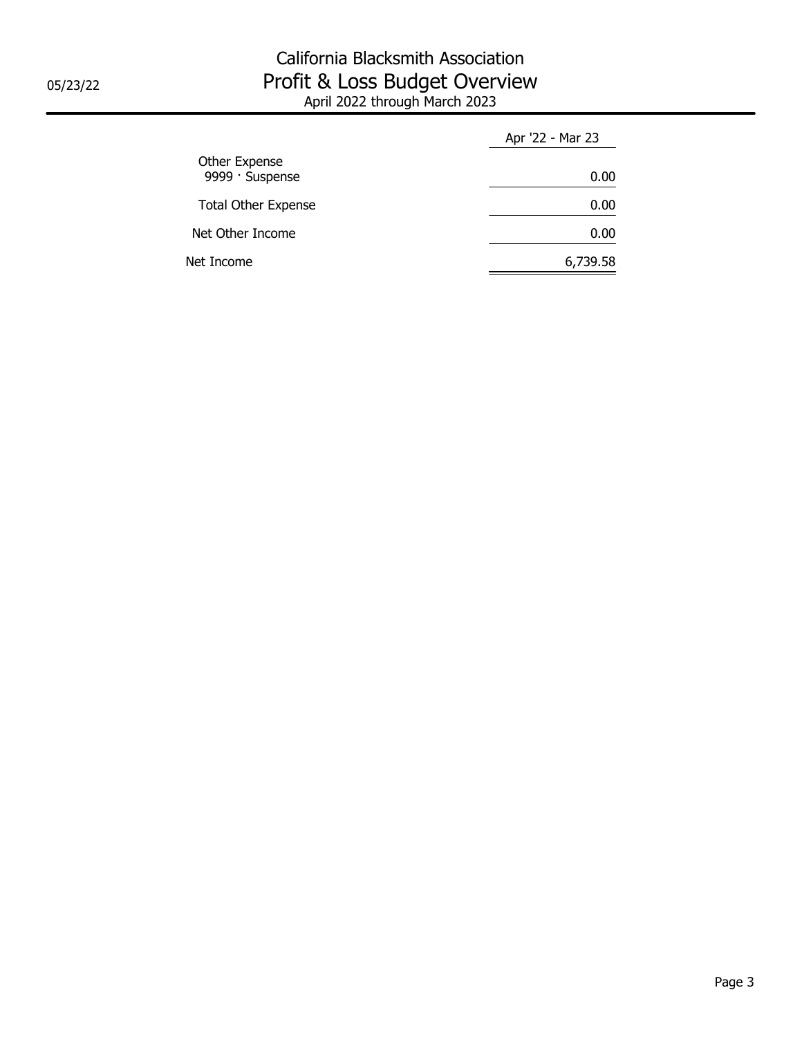# California Blacksmith Association

## Profit & Loss Budget Overview

April 2022 through March 2023

| | Apr '22 - Mar 23 |
|---|---|
| Other Expense | |
| 9999 · Suspense | 0.00 |
| Total Other Expense | 0.00 |
| Net Other Income | 0.00 |
| Net Income | 6,739.58 |